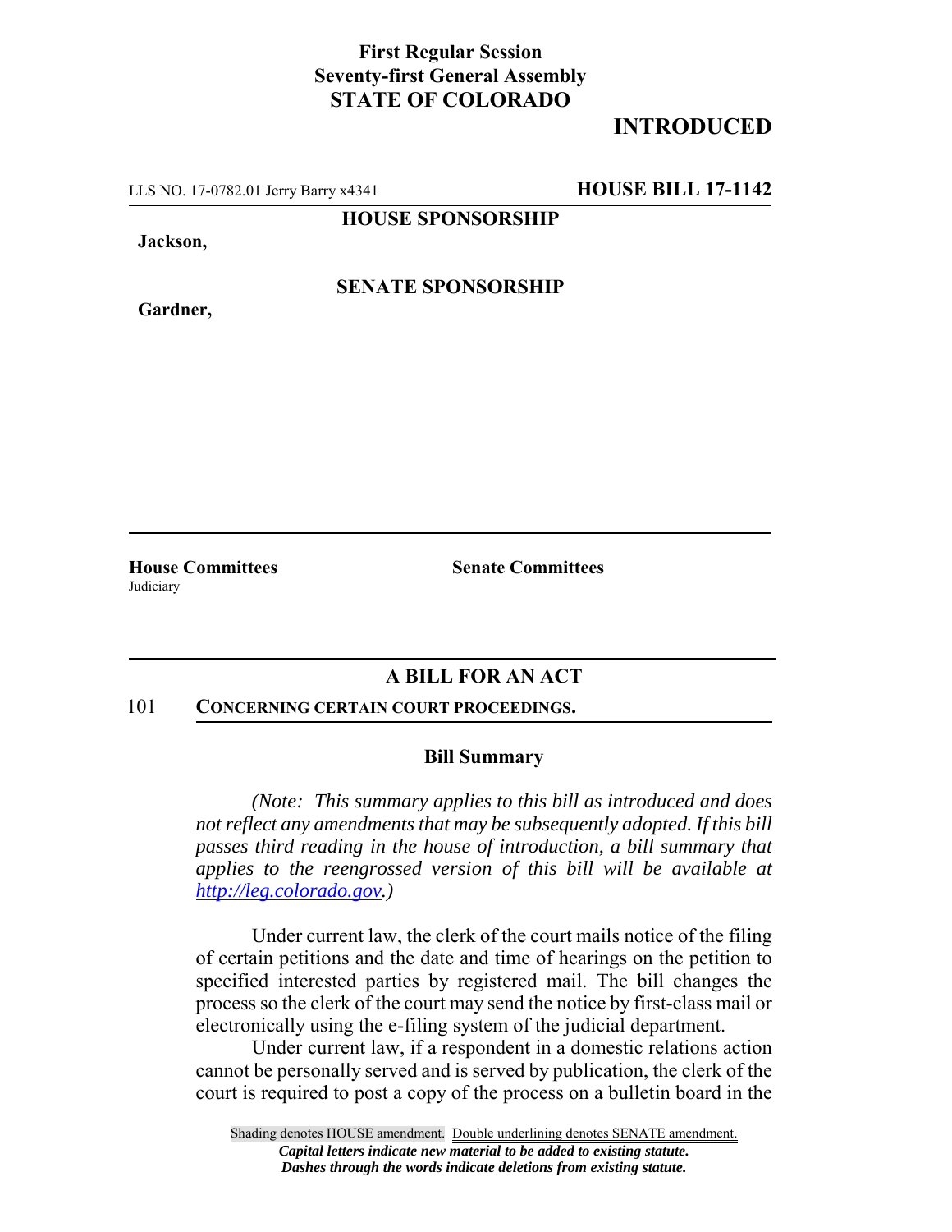**First Regular Session**
**Seventy-first General Assembly**
**STATE OF COLORADO**

**INTRODUCED**

LLS NO. 17-0782.01 Jerry Barry x4341 **HOUSE BILL 17-1142**

**HOUSE SPONSORSHIP**

**Jackson,**

**SENATE SPONSORSHIP**

**Gardner,**

**House Committees**
Judiciary

**Senate Committees**

## A BILL FOR AN ACT

101 **CONCERNING CERTAIN COURT PROCEEDINGS.**

### Bill Summary

*(Note: This summary applies to this bill as introduced and does not reflect any amendments that may be subsequently adopted. If this bill passes third reading in the house of introduction, a bill summary that applies to the reengrossed version of this bill will be available at http://leg.colorado.gov.)*

Under current law, the clerk of the court mails notice of the filing of certain petitions and the date and time of hearings on the petition to specified interested parties by registered mail. The bill changes the process so the clerk of the court may send the notice by first-class mail or electronically using the e-filing system of the judicial department.

Under current law, if a respondent in a domestic relations action cannot be personally served and is served by publication, the clerk of the court is required to post a copy of the process on a bulletin board in the

Shading denotes HOUSE amendment. Double underlining denotes SENATE amendment.
*Capital letters indicate new material to be added to existing statute.*
*Dashes through the words indicate deletions from existing statute.*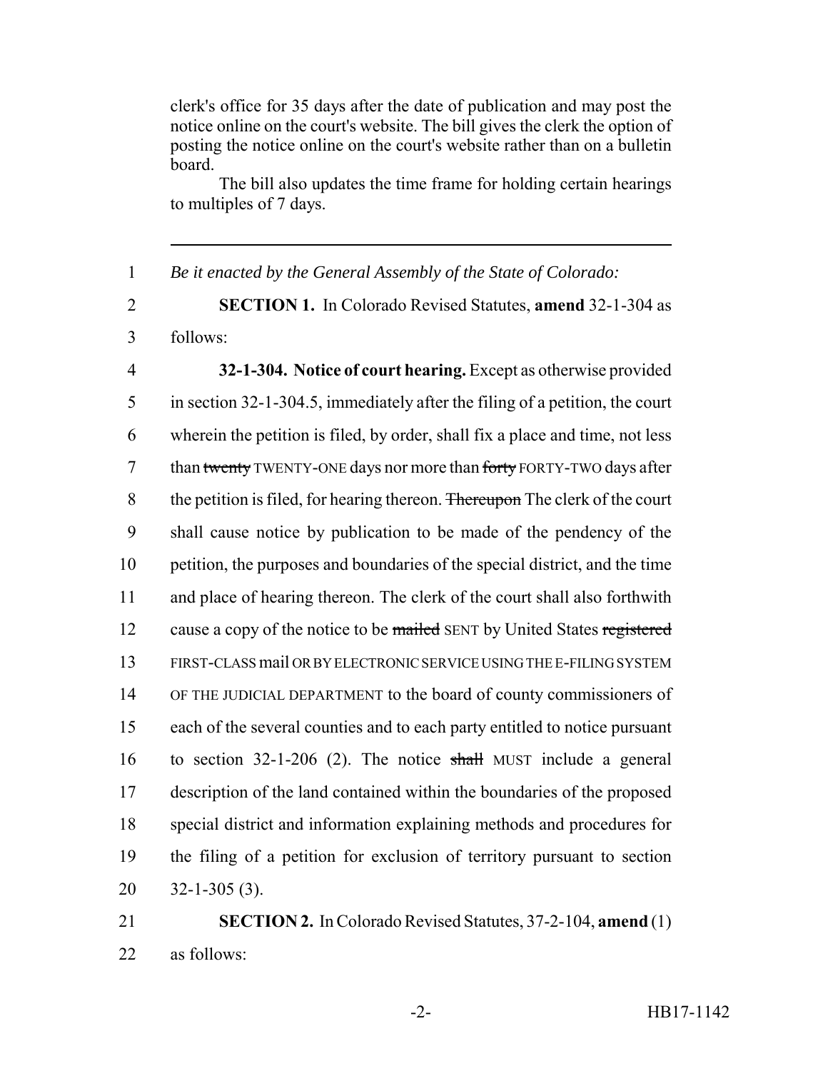clerk's office for 35 days after the date of publication and may post the notice online on the court's website. The bill gives the clerk the option of posting the notice online on the court's website rather than on a bulletin board.

The bill also updates the time frame for holding certain hearings to multiples of 7 days.

---

1 *Be it enacted by the General Assembly of the State of Colorado:*

2 **SECTION 1.** In Colorado Revised Statutes, **amend** 32-1-304 as
3 follows:

4 **32-1-304. Notice of court hearing.** Except as otherwise provided
5 in section 32-1-304.5, immediately after the filing of a petition, the court
6 wherein the petition is filed, by order, shall fix a place and time, not less
7 than ~~twenty~~ TWENTY-ONE days nor more than ~~forty~~ FORTY-TWO days after
8 the petition is filed, for hearing thereon. ~~Thereupon~~ The clerk of the court
9 shall cause notice by publication to be made of the pendency of the
10 petition, the purposes and boundaries of the special district, and the time
11 and place of hearing thereon. The clerk of the court shall also forthwith
12 cause a copy of the notice to be ~~mailed~~ SENT by United States ~~registered~~
13 FIRST-CLASS mail OR BY ELECTRONIC SERVICE USING THE E-FILING SYSTEM
14 OF THE JUDICIAL DEPARTMENT to the board of county commissioners of
15 each of the several counties and to each party entitled to notice pursuant
16 to section 32-1-206 (2). The notice ~~shall~~ MUST include a general
17 description of the land contained within the boundaries of the proposed
18 special district and information explaining methods and procedures for
19 the filing of a petition for exclusion of territory pursuant to section
20 32-1-305 (3).

21 **SECTION 2.** In Colorado Revised Statutes, 37-2-104, **amend** (1)
22 as follows: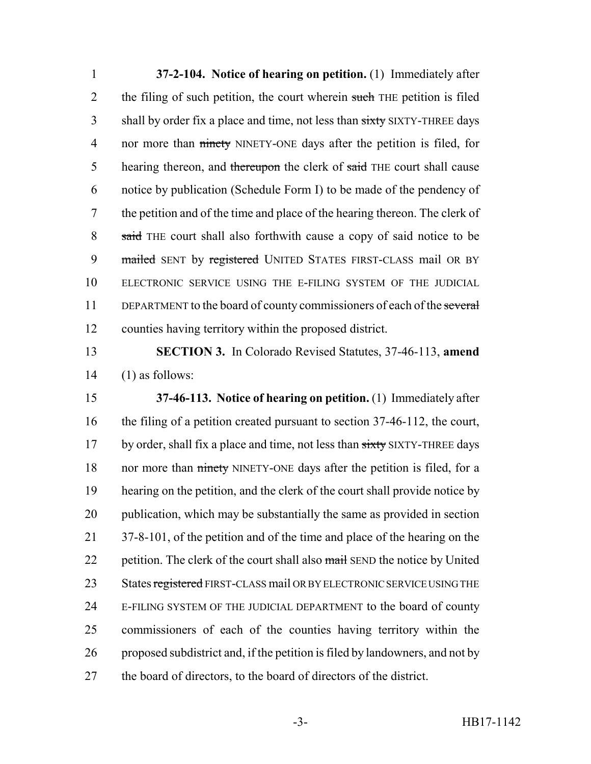**37-2-104. Notice of hearing on petition.** (1) Immediately after the filing of such petition, the court wherein ~~such~~ THE petition is filed shall by order fix a place and time, not less than ~~sixty~~ SIXTY-THREE days nor more than ~~ninety~~ NINETY-ONE days after the petition is filed, for hearing thereon, and ~~thereupon~~ the clerk of ~~said~~ THE court shall cause notice by publication (Schedule Form I) to be made of the pendency of the petition and of the time and place of the hearing thereon. The clerk of ~~said~~ THE court shall also forthwith cause a copy of said notice to be ~~mailed~~ SENT by ~~registered~~ UNITED STATES FIRST-CLASS mail OR BY ELECTRONIC SERVICE USING THE E-FILING SYSTEM OF THE JUDICIAL DEPARTMENT to the board of county commissioners of each of the ~~several~~ counties having territory within the proposed district.

**SECTION 3.** In Colorado Revised Statutes, 37-46-113, **amend** (1) as follows:

**37-46-113. Notice of hearing on petition.** (1) Immediately after the filing of a petition created pursuant to section 37-46-112, the court, by order, shall fix a place and time, not less than ~~sixty~~ SIXTY-THREE days nor more than ~~ninety~~ NINETY-ONE days after the petition is filed, for a hearing on the petition, and the clerk of the court shall provide notice by publication, which may be substantially the same as provided in section 37-8-101, of the petition and of the time and place of the hearing on the petition. The clerk of the court shall also ~~mail~~ SEND the notice by United States ~~registered~~ FIRST-CLASS mail OR BY ELECTRONIC SERVICE USING THE E-FILING SYSTEM OF THE JUDICIAL DEPARTMENT to the board of county commissioners of each of the counties having territory within the proposed subdistrict and, if the petition is filed by landowners, and not by the board of directors, to the board of directors of the district.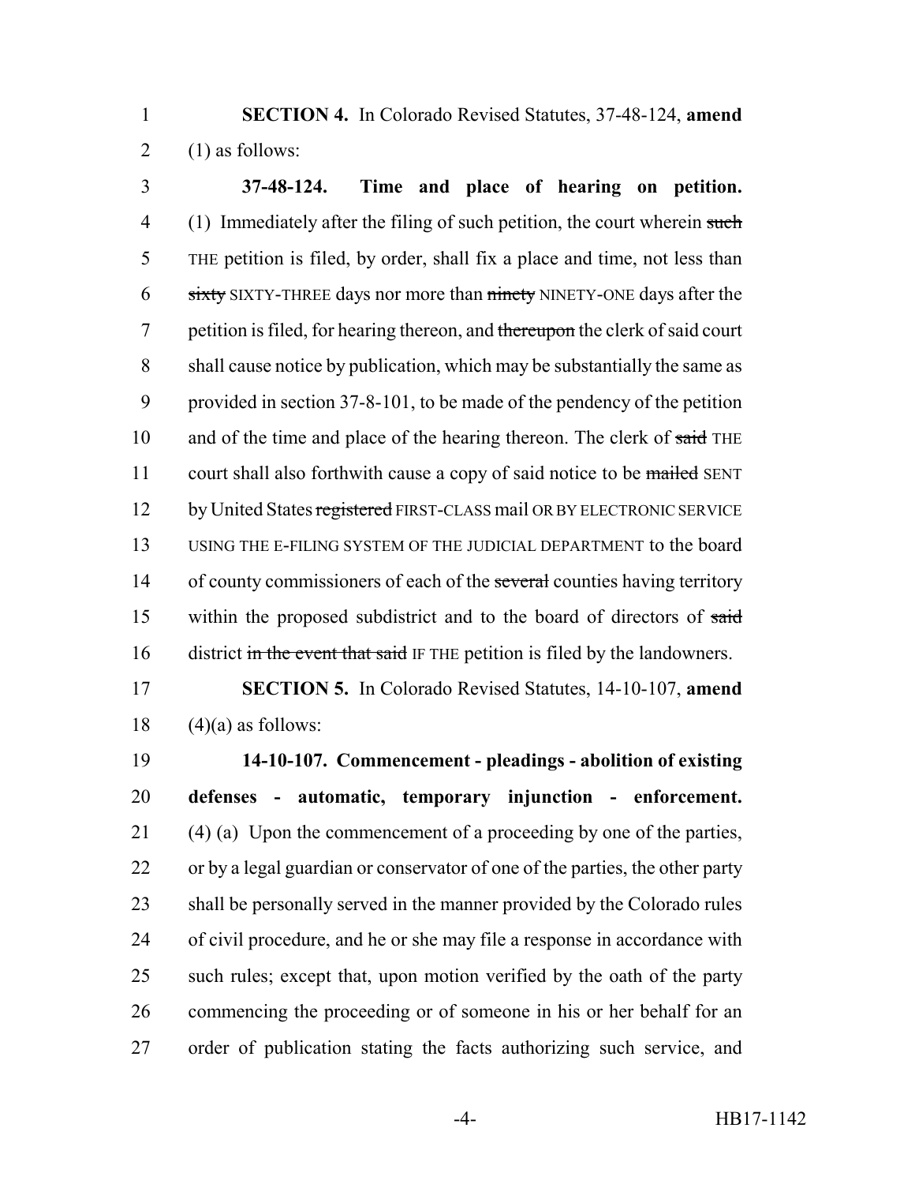**SECTION 4.** In Colorado Revised Statutes, 37-48-124, **amend** (1) as follows:

**37-48-124. Time and place of hearing on petition.** (1) Immediately after the filing of such petition, the court wherein ~~such~~ THE petition is filed, by order, shall fix a place and time, not less than ~~sixty~~ SIXTY-THREE days nor more than ~~ninety~~ NINETY-ONE days after the petition is filed, for hearing thereon, and ~~thereupon~~ the clerk of said court shall cause notice by publication, which may be substantially the same as provided in section 37-8-101, to be made of the pendency of the petition and of the time and place of the hearing thereon. The clerk of ~~said~~ THE court shall also forthwith cause a copy of said notice to be ~~mailed~~ SENT by United States ~~registered~~ FIRST-CLASS mail OR BY ELECTRONIC SERVICE USING THE E-FILING SYSTEM OF THE JUDICIAL DEPARTMENT to the board of county commissioners of each of the ~~several~~ counties having territory within the proposed subdistrict and to the board of directors of ~~said~~ district ~~in the event that said~~ IF THE petition is filed by the landowners.

**SECTION 5.** In Colorado Revised Statutes, 14-10-107, **amend** (4)(a) as follows:

**14-10-107. Commencement - pleadings - abolition of existing defenses - automatic, temporary injunction - enforcement.** (4) (a) Upon the commencement of a proceeding by one of the parties, or by a legal guardian or conservator of one of the parties, the other party shall be personally served in the manner provided by the Colorado rules of civil procedure, and he or she may file a response in accordance with such rules; except that, upon motion verified by the oath of the party commencing the proceeding or of someone in his or her behalf for an order of publication stating the facts authorizing such service, and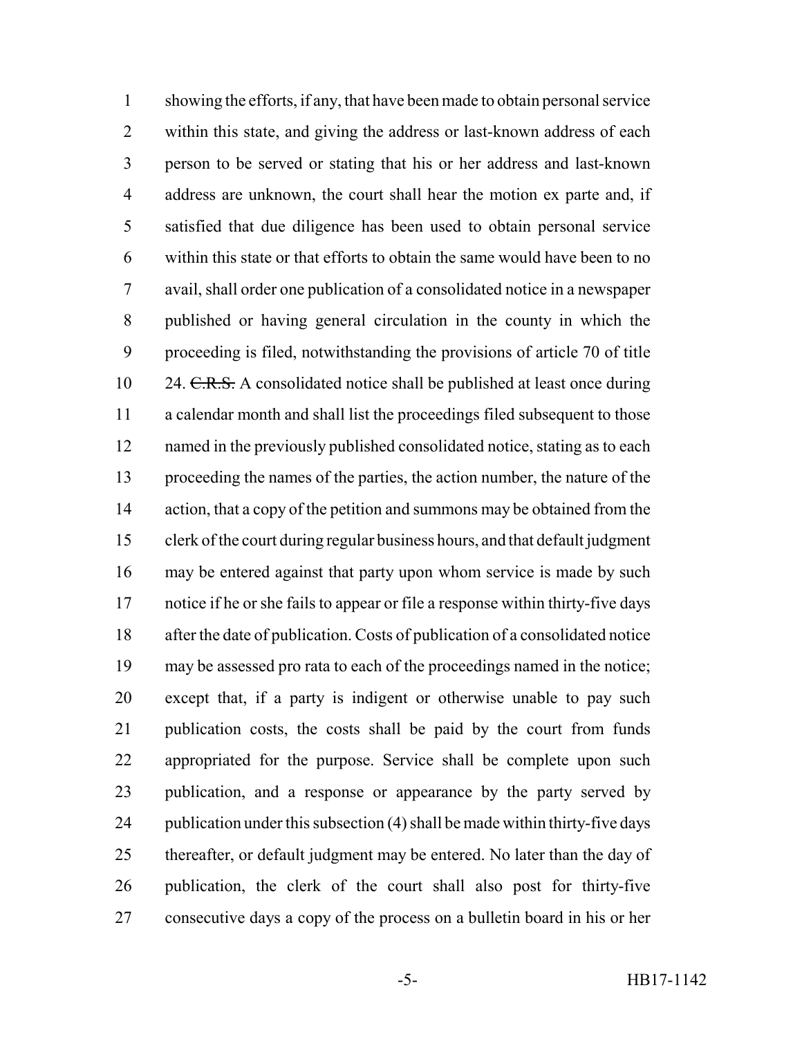showing the efforts, if any, that have been made to obtain personal service within this state, and giving the address or last-known address of each person to be served or stating that his or her address and last-known address are unknown, the court shall hear the motion ex parte and, if satisfied that due diligence has been used to obtain personal service within this state or that efforts to obtain the same would have been to no avail, shall order one publication of a consolidated notice in a newspaper published or having general circulation in the county in which the proceeding is filed, notwithstanding the provisions of article 70 of title 24. ~~C.R.S.~~ A consolidated notice shall be published at least once during a calendar month and shall list the proceedings filed subsequent to those named in the previously published consolidated notice, stating as to each proceeding the names of the parties, the action number, the nature of the action, that a copy of the petition and summons may be obtained from the clerk of the court during regular business hours, and that default judgment may be entered against that party upon whom service is made by such notice if he or she fails to appear or file a response within thirty-five days after the date of publication. Costs of publication of a consolidated notice may be assessed pro rata to each of the proceedings named in the notice; except that, if a party is indigent or otherwise unable to pay such publication costs, the costs shall be paid by the court from funds appropriated for the purpose. Service shall be complete upon such publication, and a response or appearance by the party served by publication under this subsection (4) shall be made within thirty-five days thereafter, or default judgment may be entered. No later than the day of publication, the clerk of the court shall also post for thirty-five consecutive days a copy of the process on a bulletin board in his or her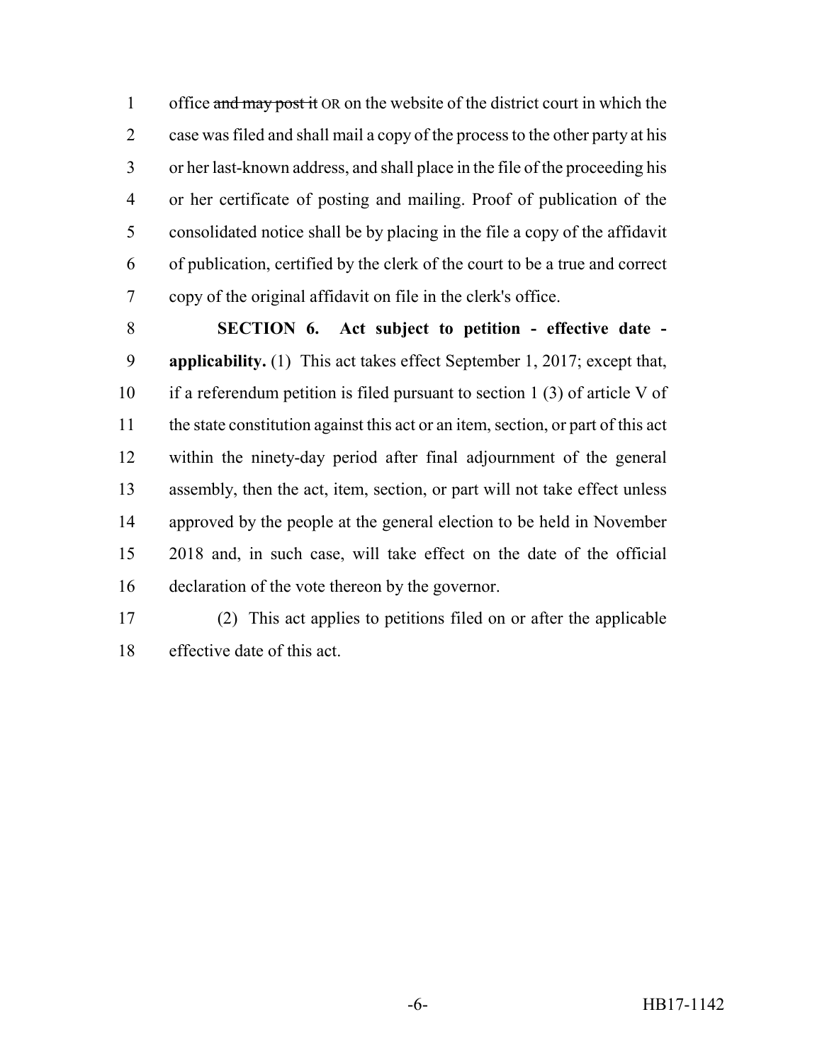office ~~and may post it~~ OR on the website of the district court in which the case was filed and shall mail a copy of the process to the other party at his or her last-known address, and shall place in the file of the proceeding his or her certificate of posting and mailing. Proof of publication of the consolidated notice shall be by placing in the file a copy of the affidavit of publication, certified by the clerk of the court to be a true and correct copy of the original affidavit on file in the clerk's office.

**SECTION 6. Act subject to petition - effective date - applicability.** (1) This act takes effect September 1, 2017; except that, if a referendum petition is filed pursuant to section 1 (3) of article V of the state constitution against this act or an item, section, or part of this act within the ninety-day period after final adjournment of the general assembly, then the act, item, section, or part will not take effect unless approved by the people at the general election to be held in November 2018 and, in such case, will take effect on the date of the official declaration of the vote thereon by the governor.

(2) This act applies to petitions filed on or after the applicable effective date of this act.